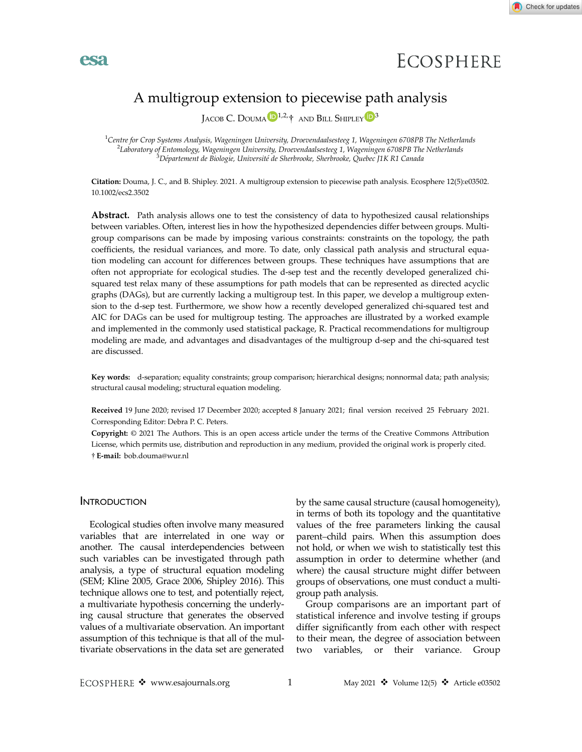# A multigroup extension to piecewise path analysis

Jacob C. Douma[1,2,†] and Bill Shipley[3]

[1]Centre for Crop Systems Analysis, Wageningen University, Droevendaalsesteeg 1, Wageningen 6708PB The Netherlands
[2]Laboratory of Entomology, Wageningen University, Droevendaalsesteeg 1, Wageningen 6708PB The Netherlands
[3]Département de Biologie, Université de Sherbrooke, Sherbrooke, Quebec J1K R1 Canada

**Citation:** Douma, J. C., and B. Shipley. 2021. A multigroup extension to piecewise path analysis. Ecosphere 12(5):e03502. 10.1002/ecs2.3502

**Abstract.** Path analysis allows one to test the consistency of data to hypothesized causal relationships between variables. Often, interest lies in how the hypothesized dependencies differ between groups. Multigroup comparisons can be made by imposing various constraints: constraints on the topology, the path coefficients, the residual variances, and more. To date, only classical path analysis and structural equation modeling can account for differences between groups. These techniques have assumptions that are often not appropriate for ecological studies. The d-sep test and the recently developed generalized chi-squared test relax many of these assumptions for path models that can be represented as directed acyclic graphs (DAGs), but are currently lacking a multigroup test. In this paper, we develop a multigroup extension to the d-sep test. Furthermore, we show how a recently developed generalized chi-squared test and AIC for DAGs can be used for multigroup testing. The approaches are illustrated by a worked example and implemented in the commonly used statistical package, R. Practical recommendations for multigroup modeling are made, and advantages and disadvantages of the multigroup d-sep and the chi-squared test are discussed.

**Key words:** d-separation; equality constraints; group comparison; hierarchical designs; nonnormal data; path analysis; structural causal modeling; structural equation modeling.

**Received** 19 June 2020; revised 17 December 2020; accepted 8 January 2021; final version received 25 February 2021. Corresponding Editor: Debra P. C. Peters.

**Copyright:** © 2021 The Authors. This is an open access article under the terms of the Creative Commons Attribution License, which permits use, distribution and reproduction in any medium, provided the original work is properly cited.

† **E-mail:** bob.douma@wur.nl

## Introduction

Ecological studies often involve many measured variables that are interrelated in one way or another. The causal interdependencies between such variables can be investigated through path analysis, a type of structural equation modeling (SEM; Kline 2005, Grace 2006, Shipley 2016). This technique allows one to test, and potentially reject, a multivariate hypothesis concerning the underlying causal structure that generates the observed values of a multivariate observation. An important assumption of this technique is that all of the multivariate observations in the data set are generated by the same causal structure (causal homogeneity), in terms of both its topology and the quantitative values of the free parameters linking the causal parent–child pairs. When this assumption does not hold, or when we wish to statistically test this assumption in order to determine whether (and where) the causal structure might differ between groups of observations, one must conduct a multigroup path analysis.

Group comparisons are an important part of statistical inference and involve testing if groups differ significantly from each other with respect to their mean, the degree of association between two variables, or their variance. Group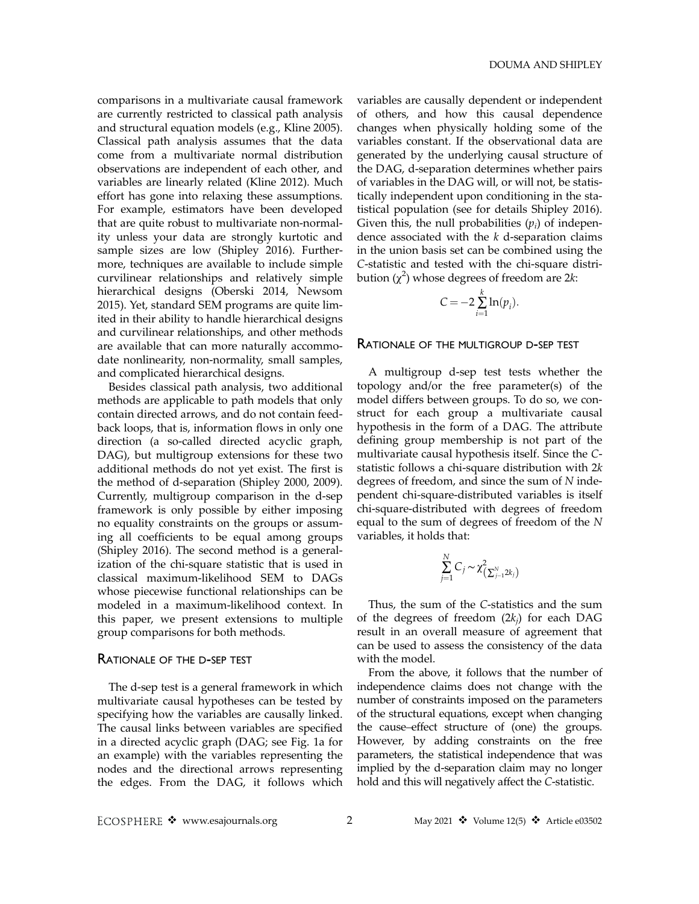comparisons in a multivariate causal framework are currently restricted to classical path analysis and structural equation models (e.g., Kline 2005). Classical path analysis assumes that the data come from a multivariate normal distribution observations are independent of each other, and variables are linearly related (Kline 2012). Much effort has gone into relaxing these assumptions. For example, estimators have been developed that are quite robust to multivariate non-normality unless your data are strongly kurtotic and sample sizes are low (Shipley 2016). Furthermore, techniques are available to include simple curvilinear relationships and relatively simple hierarchical designs (Oberski 2014, Newsom 2015). Yet, standard SEM programs are quite limited in their ability to handle hierarchical designs and curvilinear relationships, and other methods are available that can more naturally accommodate nonlinearity, non-normality, small samples, and complicated hierarchical designs.

Besides classical path analysis, two additional methods are applicable to path models that only contain directed arrows, and do not contain feedback loops, that is, information flows in only one direction (a so-called directed acyclic graph, DAG), but multigroup extensions for these two additional methods do not yet exist. The first is the method of d-separation (Shipley 2000, 2009). Currently, multigroup comparison in the d-sep framework is only possible by either imposing no equality constraints on the groups or assuming all coefficients to be equal among groups (Shipley 2016). The second method is a generalization of the chi-square statistic that is used in classical maximum-likelihood SEM to DAGs whose piecewise functional relationships can be modeled in a maximum-likelihood context. In this paper, we present extensions to multiple group comparisons for both methods.

## Rationale of the d-sep test

The d-sep test is a general framework in which multivariate causal hypotheses can be tested by specifying how the variables are causally linked. The causal links between variables are specified in a directed acyclic graph (DAG; see Fig. 1a for an example) with the variables representing the nodes and the directional arrows representing the edges. From the DAG, it follows which variables are causally dependent or independent of others, and how this causal dependence changes when physically holding some of the variables constant. If the observational data are generated by the underlying causal structure of the DAG, d-separation determines whether pairs of variables in the DAG will, or will not, be statistically independent upon conditioning in the statistical population (see for details Shipley 2016). Given this, the null probabilities ($p_i$) of independence associated with the $k$ d-separation claims in the union basis set can be combined using the $C$-statistic and tested with the chi-square distribution ($\chi^2$) whose degrees of freedom are $2k$:

$$C = -2\sum_{i=1}^{k} \ln(p_i).$$

## Rationale of the multigroup d-sep test

A multigroup d-sep test tests whether the topology and/or the free parameter(s) of the model differs between groups. To do so, we construct for each group a multivariate causal hypothesis in the form of a DAG. The attribute defining group membership is not part of the multivariate causal hypothesis itself. Since the $C$-statistic follows a chi-square distribution with $2k$ degrees of freedom, and since the sum of $N$ independent chi-square-distributed variables is itself chi-square-distributed with degrees of freedom equal to the sum of degrees of freedom of the $N$ variables, it holds that:

$$\sum_{j=1}^{N} C_j \sim \chi^2_{\left(\sum_{j=1}^{N} 2k_j\right)}$$

Thus, the sum of the $C$-statistics and the sum of the degrees of freedom ($2k_j$) for each DAG result in an overall measure of agreement that can be used to assess the consistency of the data with the model.

From the above, it follows that the number of independence claims does not change with the number of constraints imposed on the parameters of the structural equations, except when changing the cause–effect structure of (one) the groups. However, by adding constraints on the free parameters, the statistical independence that was implied by the d-separation claim may no longer hold and this will negatively affect the $C$-statistic.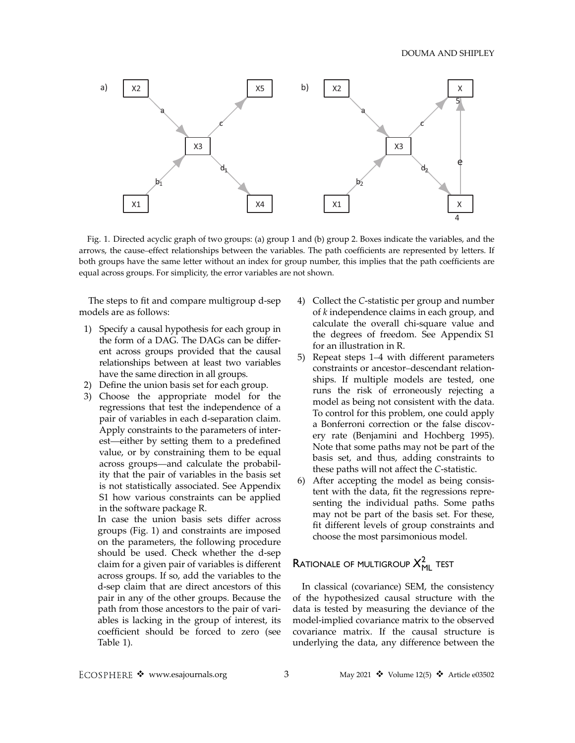Fig. 1. Directed acyclic graph of two groups: (a) group 1 and (b) group 2. Boxes indicate the variables, and the arrows, the cause–effect relationships between the variables. The path coefficients are represented by letters. If both groups have the same letter without an index for group number, this implies that the path coefficients are equal across groups. For simplicity, the error variables are not shown.

The steps to fit and compare multigroup d-sep models are as follows:

1) Specify a causal hypothesis for each group in the form of a DAG. The DAGs can be different across groups provided that the causal relationships between at least two variables have the same direction in all groups.
2) Define the union basis set for each group.
3) Choose the appropriate model for the regressions that test the independence of a pair of variables in each d-separation claim. Apply constraints to the parameters of interest—either by setting them to a predefined value, or by constraining them to be equal across groups—and calculate the probability that the pair of variables in the basis set is not statistically associated. See Appendix S1 how various constraints can be applied in the software package R.

   In case the union basis sets differ across groups (Fig. 1) and constraints are imposed on the parameters, the following procedure should be used. Check whether the d-sep claim for a given pair of variables is different across groups. If so, add the variables to the d-sep claim that are direct ancestors of this pair in any of the other groups. Because the path from those ancestors to the pair of variables is lacking in the group of interest, its coefficient should be forced to zero (see Table 1).
4) Collect the *C*-statistic per group and number of *k* independence claims in each group, and calculate the overall chi-square value and the degrees of freedom. See Appendix S1 for an illustration in R.
5) Repeat steps 1–4 with different parameters constraints or ancestor–descendant relationships. If multiple models are tested, one runs the risk of erroneously rejecting a model as being not consistent with the data. To control for this problem, one could apply a Bonferroni correction or the false discovery rate (Benjamini and Hochberg 1995). Note that some paths may not be part of the basis set, and thus, adding constraints to these paths will not affect the *C*-statistic.
6) After accepting the model as being consistent with the data, fit the regressions representing the individual paths. Some paths may not be part of the basis set. For these, fit different levels of group constraints and choose the most parsimonious model.

## Rationale of multigroup $X^2_{ML}$ test

In classical (covariance) SEM, the consistency of the hypothesized causal structure with the data is tested by measuring the deviance of the model-implied covariance matrix to the observed covariance matrix. If the causal structure is underlying the data, any difference between the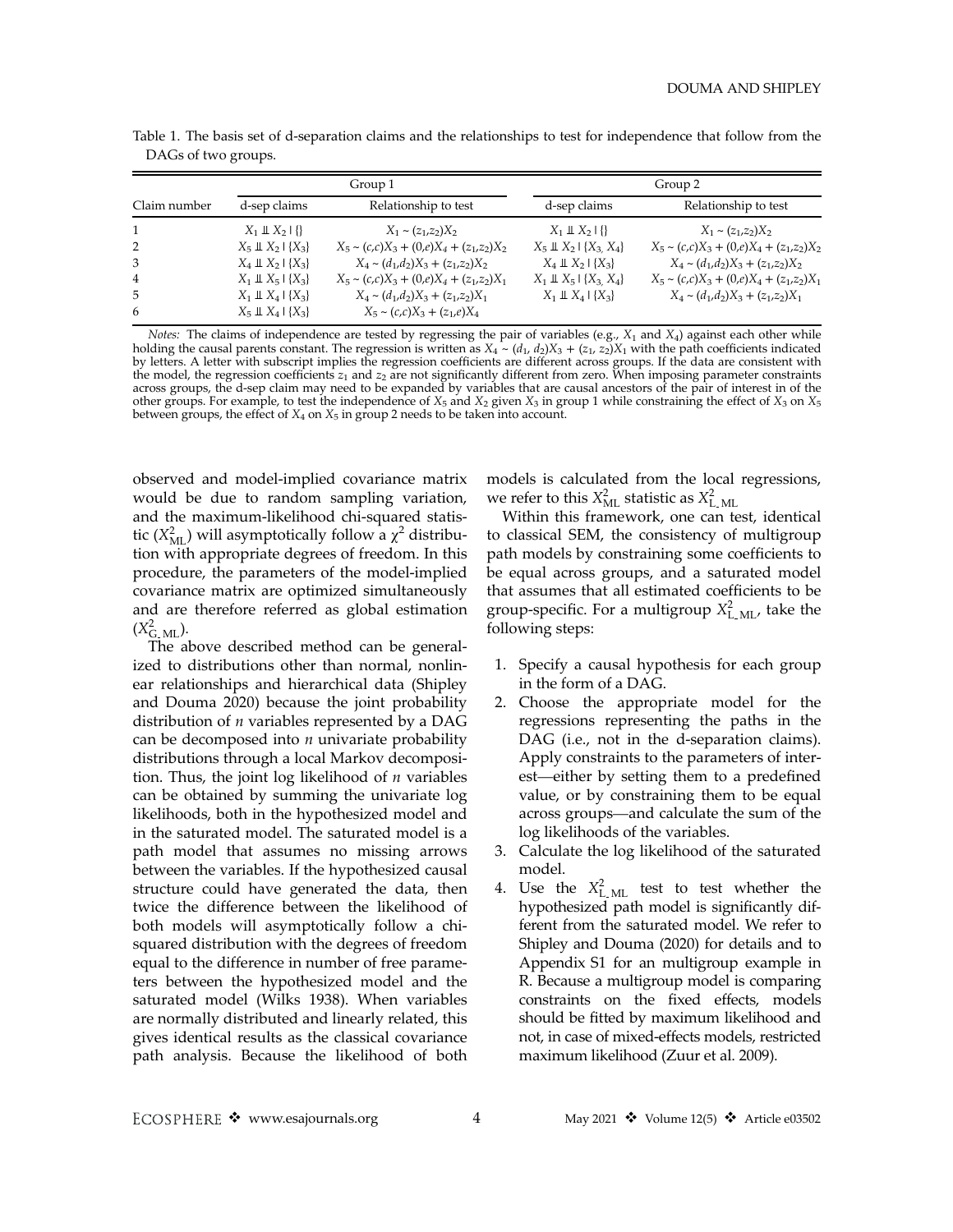Table 1. The basis set of d-separation claims and the relationships to test for independence that follow from the DAGs of two groups.

| Claim number | Group 1 | | Group 2 | |
|---|---|---|---|---|
| | d-sep claims | Relationship to test | d-sep claims | Relationship to test |
| 1 | $X_1 \perp\!\!\!\perp X_2 \mid \{\}$ | $X_1 \sim (z_1,z_2)X_2$ | $X_1 \perp\!\!\!\perp X_2 \mid \{\}$ | $X_1 \sim (z_1,z_2)X_2$ |
| 2 | $X_5 \perp\!\!\!\perp X_2 \mid \{X_3\}$ | $X_5 \sim (c,c)X_3 + (0,e)X_4 + (z_1,z_2)X_2$ | $X_5 \perp\!\!\!\perp X_2 \mid \{X_3, X_4\}$ | $X_5 \sim (c,c)X_3 + (0,e)X_4 + (z_1,z_2)X_2$ |
| 3 | $X_4 \perp\!\!\!\perp X_2 \mid \{X_3\}$ | $X_4 \sim (d_1,d_2)X_3 + (z_1,z_2)X_2$ | $X_4 \perp\!\!\!\perp X_2 \mid \{X_3\}$ | $X_4 \sim (d_1,d_2)X_3 + (z_1,z_2)X_2$ |
| 4 | $X_1 \perp\!\!\!\perp X_5 \mid \{X_3\}$ | $X_5 \sim (c,c)X_3 + (0,e)X_4 + (z_1,z_2)X_1$ | $X_1 \perp\!\!\!\perp X_5 \mid \{X_3, X_4\}$ | $X_5 \sim (c,c)X_3 + (0,e)X_4 + (z_1,z_2)X_1$ |
| 5 | $X_1 \perp\!\!\!\perp X_4 \mid \{X_3\}$ | $X_4 \sim (d_1,d_2)X_3 + (z_1,z_2)X_1$ | $X_1 \perp\!\!\!\perp X_4 \mid \{X_3\}$ | $X_4 \sim (d_1,d_2)X_3 + (z_1,z_2)X_1$ |
| 6 | $X_5 \perp\!\!\!\perp X_4 \mid \{X_3\}$ | $X_5 \sim (c,c)X_3 + (z_1,e)X_4$ | | |

*Notes:* The claims of independence are tested by regressing the pair of variables (e.g., $X_1$ and $X_4$) against each other while holding the causal parents constant. The regression is written as $X_4 \sim (d_1, d_2)X_3 + (z_1, z_2)X_1$ with the path coefficients indicated by letters. A letter with subscript implies the regression coefficients are different across groups. If the data are consistent with the model, the regression coefficients $z_1$ and $z_2$ are not significantly different from zero. When imposing parameter constraints across groups, the d-sep claim may need to be expanded by variables that are causal ancestors of the pair of interest in of the other groups. For example, to test the independence of $X_5$ and $X_2$ given $X_3$ in group 1 while constraining the effect of $X_3$ on $X_5$ between groups, the effect of $X_4$ on $X_5$ in group 2 needs to be taken into account.

observed and model-implied covariance matrix would be due to random sampling variation, and the maximum-likelihood chi-squared statistic ($X^2_{\text{ML}}$) will asymptotically follow a $\chi^2$ distribution with appropriate degrees of freedom. In this procedure, the parameters of the model-implied covariance matrix are optimized simultaneously and are therefore referred as global estimation ($X^2_{\text{G\_ML}}$).

The above described method can be generalized to distributions other than normal, nonlinear relationships and hierarchical data (Shipley and Douma 2020) because the joint probability distribution of $n$ variables represented by a DAG can be decomposed into $n$ univariate probability distributions through a local Markov decomposition. Thus, the joint log likelihood of $n$ variables can be obtained by summing the univariate log likelihoods, both in the hypothesized model and in the saturated model. The saturated model is a path model that assumes no missing arrows between the variables. If the hypothesized causal structure could have generated the data, then twice the difference between the likelihood of both models will asymptotically follow a chi-squared distribution with the degrees of freedom equal to the difference in number of free parameters between the hypothesized model and the saturated model (Wilks 1938). When variables are normally distributed and linearly related, this gives identical results as the classical covariance path analysis. Because the likelihood of both models is calculated from the local regressions, we refer to this $X^2_{\text{ML}}$ statistic as $X^2_{\text{L\_ML}}$.

Within this framework, one can test, identical to classical SEM, the consistency of multigroup path models by constraining some coefficients to be equal across groups, and a saturated model that assumes that all estimated coefficients to be group-specific. For a multigroup $X^2_{\text{L\_ML}}$, take the following steps:

1. Specify a causal hypothesis for each group in the form of a DAG.
2. Choose the appropriate model for the regressions representing the paths in the DAG (i.e., not in the d-separation claims). Apply constraints to the parameters of interest—either by setting them to a predefined value, or by constraining them to be equal across groups—and calculate the sum of the log likelihoods of the variables.
3. Calculate the log likelihood of the saturated model.
4. Use the $X^2_{\text{L\_ML}}$ test to test whether the hypothesized path model is significantly different from the saturated model. We refer to Shipley and Douma (2020) for details and to Appendix S1 for an multigroup example in R. Because a multigroup model is comparing constraints on the fixed effects, models should be fitted by maximum likelihood and not, in case of mixed-effects models, restricted maximum likelihood (Zuur et al. 2009).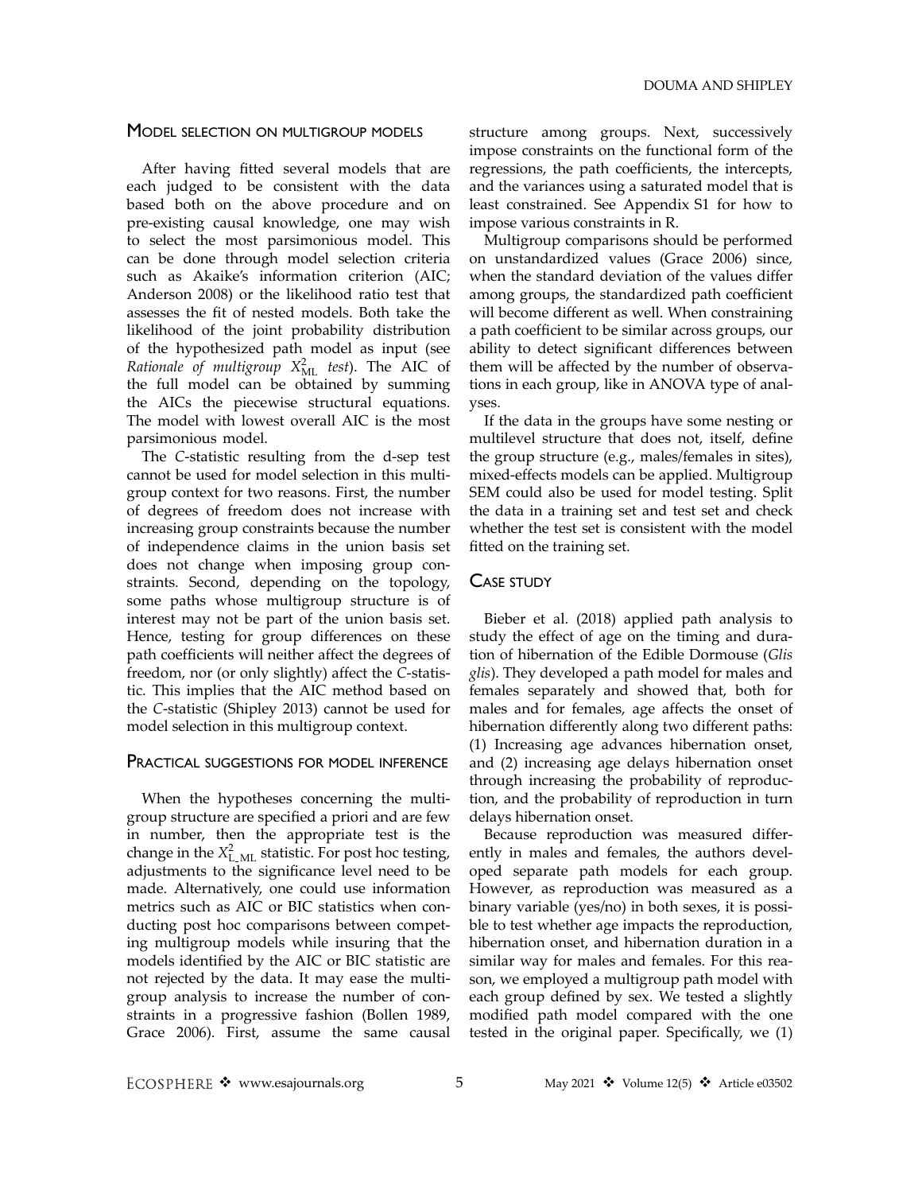## Model selection on multigroup models

After having fitted several models that are each judged to be consistent with the data based both on the above procedure and on pre-existing causal knowledge, one may wish to select the most parsimonious model. This can be done through model selection criteria such as Akaike's information criterion (AIC; Anderson 2008) or the likelihood ratio test that assesses the fit of nested models. Both take the likelihood of the joint probability distribution of the hypothesized path model as input (see *Rationale of multigroup* $X^2_{\mathrm{ML}}$ *test*). The AIC of the full model can be obtained by summing the AICs the piecewise structural equations. The model with lowest overall AIC is the most parsimonious model.

The *C*-statistic resulting from the d-sep test cannot be used for model selection in this multigroup context for two reasons. First, the number of degrees of freedom does not increase with increasing group constraints because the number of independence claims in the union basis set does not change when imposing group constraints. Second, depending on the topology, some paths whose multigroup structure is of interest may not be part of the union basis set. Hence, testing for group differences on these path coefficients will neither affect the degrees of freedom, nor (or only slightly) affect the *C*-statistic. This implies that the AIC method based on the *C*-statistic (Shipley 2013) cannot be used for model selection in this multigroup context.

## Practical suggestions for model inference

When the hypotheses concerning the multigroup structure are specified a priori and are few in number, then the appropriate test is the change in the $X^2_{\mathrm{L\_ML}}$ statistic. For post hoc testing, adjustments to the significance level need to be made. Alternatively, one could use information metrics such as AIC or BIC statistics when conducting post hoc comparisons between competing multigroup models while insuring that the models identified by the AIC or BIC statistic are not rejected by the data. It may ease the multigroup analysis to increase the number of constraints in a progressive fashion (Bollen 1989, Grace 2006). First, assume the same causal structure among groups. Next, successively impose constraints on the functional form of the regressions, the path coefficients, the intercepts, and the variances using a saturated model that is least constrained. See Appendix S1 for how to impose various constraints in R.

Multigroup comparisons should be performed on unstandardized values (Grace 2006) since, when the standard deviation of the values differ among groups, the standardized path coefficient will become different as well. When constraining a path coefficient to be similar across groups, our ability to detect significant differences between them will be affected by the number of observations in each group, like in ANOVA type of analyses.

If the data in the groups have some nesting or multilevel structure that does not, itself, define the group structure (e.g., males/females in sites), mixed-effects models can be applied. Multigroup SEM could also be used for model testing. Split the data in a training set and test set and check whether the test set is consistent with the model fitted on the training set.

## Case study

Bieber et al. (2018) applied path analysis to study the effect of age on the timing and duration of hibernation of the Edible Dormouse (*Glis glis*). They developed a path model for males and females separately and showed that, both for males and for females, age affects the onset of hibernation differently along two different paths: (1) Increasing age advances hibernation onset, and (2) increasing age delays hibernation onset through increasing the probability of reproduction, and the probability of reproduction in turn delays hibernation onset.

Because reproduction was measured differently in males and females, the authors developed separate path models for each group. However, as reproduction was measured as a binary variable (yes/no) in both sexes, it is possible to test whether age impacts the reproduction, hibernation onset, and hibernation duration in a similar way for males and females. For this reason, we employed a multigroup path model with each group defined by sex. We tested a slightly modified path model compared with the one tested in the original paper. Specifically, we (1)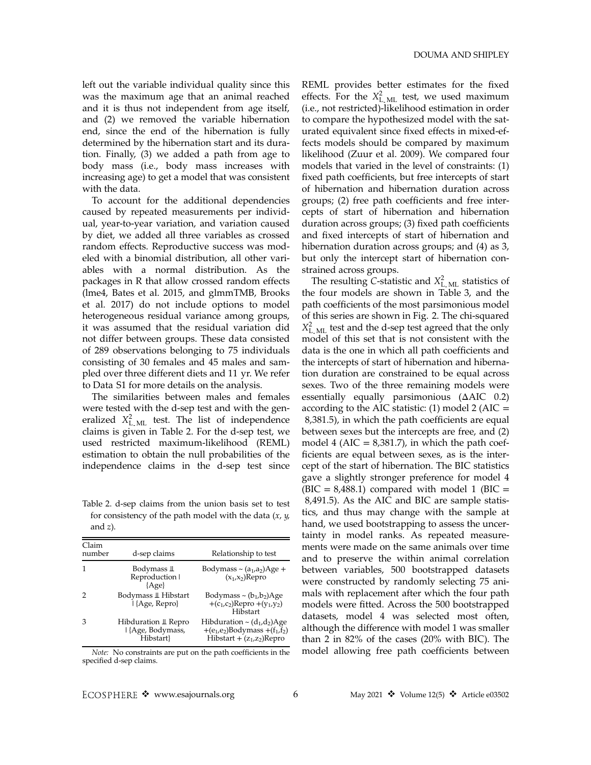left out the variable individual quality since this was the maximum age that an animal reached and it is thus not independent from age itself, and (2) we removed the variable hibernation end, since the end of the hibernation is fully determined by the hibernation start and its duration. Finally, (3) we added a path from age to body mass (i.e., body mass increases with increasing age) to get a model that was consistent with the data.

To account for the additional dependencies caused by repeated measurements per individual, year-to-year variation, and variation caused by diet, we added all three variables as crossed random effects. Reproductive success was modeled with a binomial distribution, all other variables with a normal distribution. As the packages in R that allow crossed random effects (lme4, Bates et al. 2015, and glmmTMB, Brooks et al. 2017) do not include options to model heterogeneous residual variance among groups, it was assumed that the residual variation did not differ between groups. These data consisted of 289 observations belonging to 75 individuals consisting of 30 females and 45 males and sampled over three different diets and 11 yr. We refer to Data S1 for more details on the analysis.

The similarities between males and females were tested with the d-sep test and with the generalized $X^2_{\text{L\_ML}}$ test. The list of independence claims is given in Table 2. For the d-sep test, we used restricted maximum-likelihood (REML) estimation to obtain the null probabilities of the independence claims in the d-sep test since REML provides better estimates for the fixed effects. For the $X^2_{\text{L\_ML}}$ test, we used maximum (i.e., not restricted)-likelihood estimation in order to compare the hypothesized model with the saturated equivalent since fixed effects in mixed-effects models should be compared by maximum likelihood (Zuur et al. 2009). We compared four models that varied in the level of constraints: (1) fixed path coefficients, but free intercepts of start of hibernation and hibernation duration across groups; (2) free path coefficients and free intercepts of start of hibernation and hibernation duration across groups; (3) fixed path coefficients and fixed intercepts of start of hibernation and hibernation duration across groups; and (4) as 3, but only the intercept start of hibernation constrained across groups.

Table 2. d-sep claims from the union basis set to test for consistency of the path model with the data (*x*, *y*, and *z*).

| Claim number | d-sep claims | Relationship to test |
|---|---|---|
| 1 | Bodymass ⫫ Reproduction \| {Age} | Bodymass ~ $(a_1,a_2)$Age + $(x_1,x_2)$Repro |
| 2 | Bodymass ⫫ Hibstart \| {Age, Repro} | Bodymass ~ $(b_1,b_2)$Age $+(c_1,c_2)$Repro $+(y_1,y_2)$ Hibstart |
| 3 | Hibduration ⫫ Repro \| {Age, Bodymass, Hibstart} | Hibduration ~ $(d_1,d_2)$Age $+(e_1,e_2)$Bodymass $+(f_1,f_2)$ Hibstart + $(z_1,z_2)$Repro |

*Note:* No constraints are put on the path coefficients in the specified d-sep claims.

The resulting *C*-statistic and $X^2_{\text{L\_ML}}$ statistics of the four models are shown in Table 3, and the path coefficients of the most parsimonious model of this series are shown in Fig. 2. The chi-squared $X^2_{\text{L\_ML}}$ test and the d-sep test agreed that the only model of this set that is not consistent with the data is the one in which all path coefficients and the intercepts of start of hibernation and hibernation duration are constrained to be equal across sexes. Two of the three remaining models were essentially equally parsimonious (ΔAIC 0.2) according to the AIC statistic: (1) model 2 (AIC = 8,381.5), in which the path coefficients are equal between sexes but the intercepts are free, and (2) model 4 (AIC = 8,381.7), in which the path coefficients are equal between sexes, as is the intercept of the start of hibernation. The BIC statistics gave a slightly stronger preference for model 4 (BIC = 8,488.1) compared with model 1 (BIC = 8,491.5). As the AIC and BIC are sample statistics, and thus may change with the sample at hand, we used bootstrapping to assess the uncertainty in model ranks. As repeated measurements were made on the same animals over time and to preserve the within animal correlation between variables, 500 bootstrapped datasets were constructed by randomly selecting 75 animals with replacement after which the four path models were fitted. Across the 500 bootstrapped datasets, model 4 was selected most often, although the difference with model 1 was smaller than 2 in 82% of the cases (20% with BIC). The model allowing free path coefficients between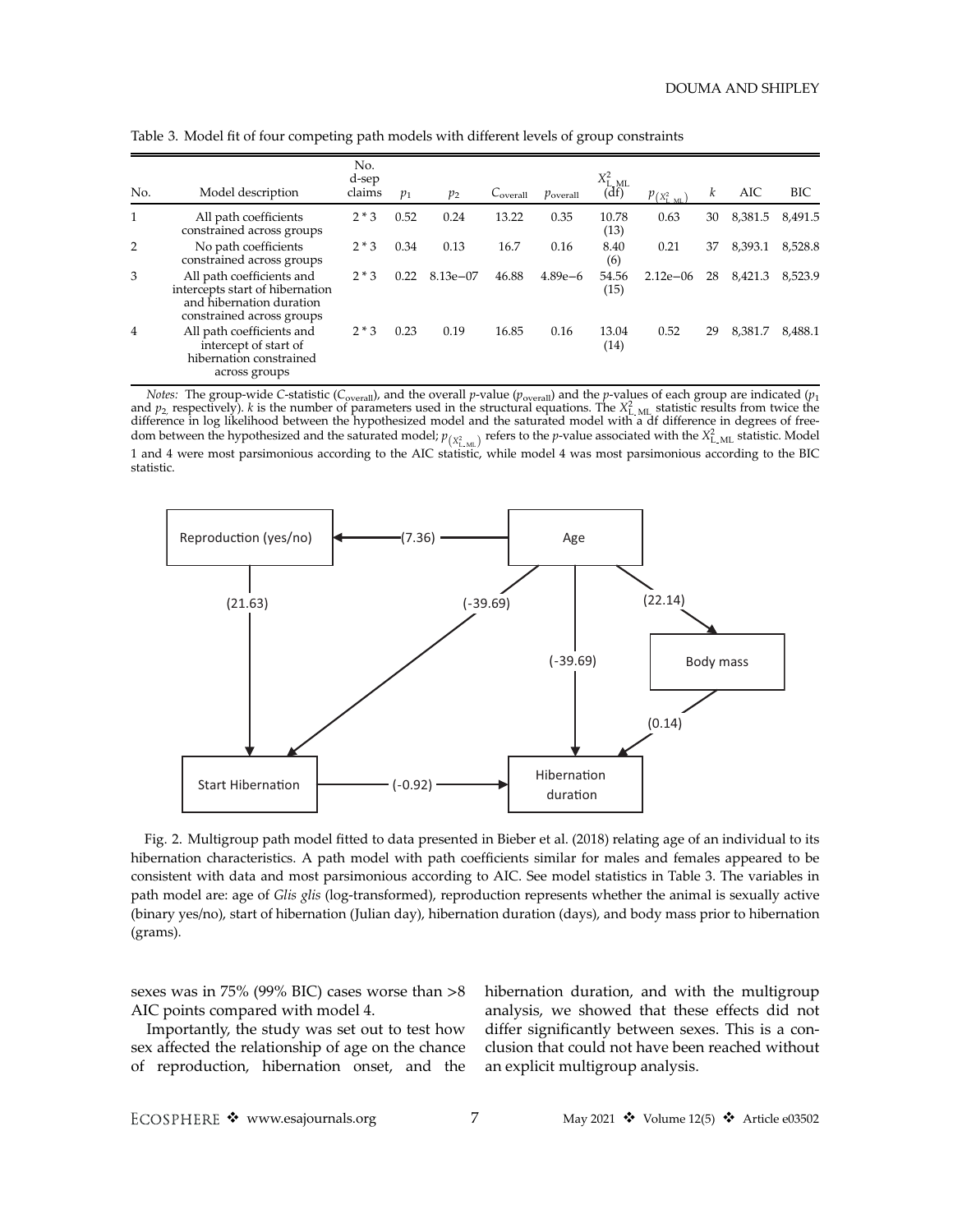Table 3. Model fit of four competing path models with different levels of group constraints

| No. | Model description | No. d-sep claims | $p_1$ | $p_2$ | $C_{\text{overall}}$ | $p_{\text{overall}}$ | $X^2_{\text{L\_ML}}$ (df) | $p_{(X^2_{\text{L\_ML}})}$ | $k$ | AIC | BIC |
|---|---|---|---|---|---|---|---|---|---|---|---|
| 1 | All path coefficients constrained across groups | 2 * 3 | 0.52 | 0.24 | 13.22 | 0.35 | 10.78 (13) | 0.63 | 30 | 8,381.5 | 8,491.5 |
| 2 | No path coefficients constrained across groups | 2 * 3 | 0.34 | 0.13 | 16.7 | 0.16 | 8.40 (6) | 0.21 | 37 | 8,393.1 | 8,528.8 |
| 3 | All path coefficients and intercepts start of hibernation and hibernation duration constrained across groups | 2 * 3 | 0.22 | 8.13e−07 | 46.88 | 4.89e−6 | 54.56 (15) | 2.12e−06 | 28 | 8,421.3 | 8,523.9 |
| 4 | All path coefficients and intercept of start of hibernation constrained across groups | 2 * 3 | 0.23 | 0.19 | 16.85 | 0.16 | 13.04 (14) | 0.52 | 29 | 8,381.7 | 8,488.1 |

*Notes:* The group-wide *C*-statistic ($C_{\text{overall}}$), and the overall *p*-value ($p_{\text{overall}}$) and the *p*-values of each group are indicated ($p_1$ and $p_2$, respectively). $k$ is the number of parameters used in the structural equations. The $X^2_{\text{L\_ML}}$ statistic results from twice the difference in log likelihood between the hypothesized model and the saturated model with a df difference in degrees of freedom between the hypothesized and the saturated model; $p_{(X^2_{\text{L\_ML}})}$ refers to the *p*-value associated with the $X^2_{\text{L\_ML}}$ statistic. Model 1 and 4 were most parsimonious according to the AIC statistic, while model 4 was most parsimonious according to the BIC statistic.

Fig. 2. Multigroup path model fitted to data presented in Bieber et al. (2018) relating age of an individual to its hibernation characteristics. A path model with path coefficients similar for males and females appeared to be consistent with data and most parsimonious according to AIC. See model statistics in Table 3. The variables in path model are: age of *Glis glis* (log-transformed), reproduction represents whether the animal is sexually active (binary yes/no), start of hibernation (Julian day), hibernation duration (days), and body mass prior to hibernation (grams).

sexes was in 75% (99% BIC) cases worse than >8 AIC points compared with model 4.

Importantly, the study was set out to test how sex affected the relationship of age on the chance of reproduction, hibernation onset, and the hibernation duration, and with the multigroup analysis, we showed that these effects did not differ significantly between sexes. This is a conclusion that could not have been reached without an explicit multigroup analysis.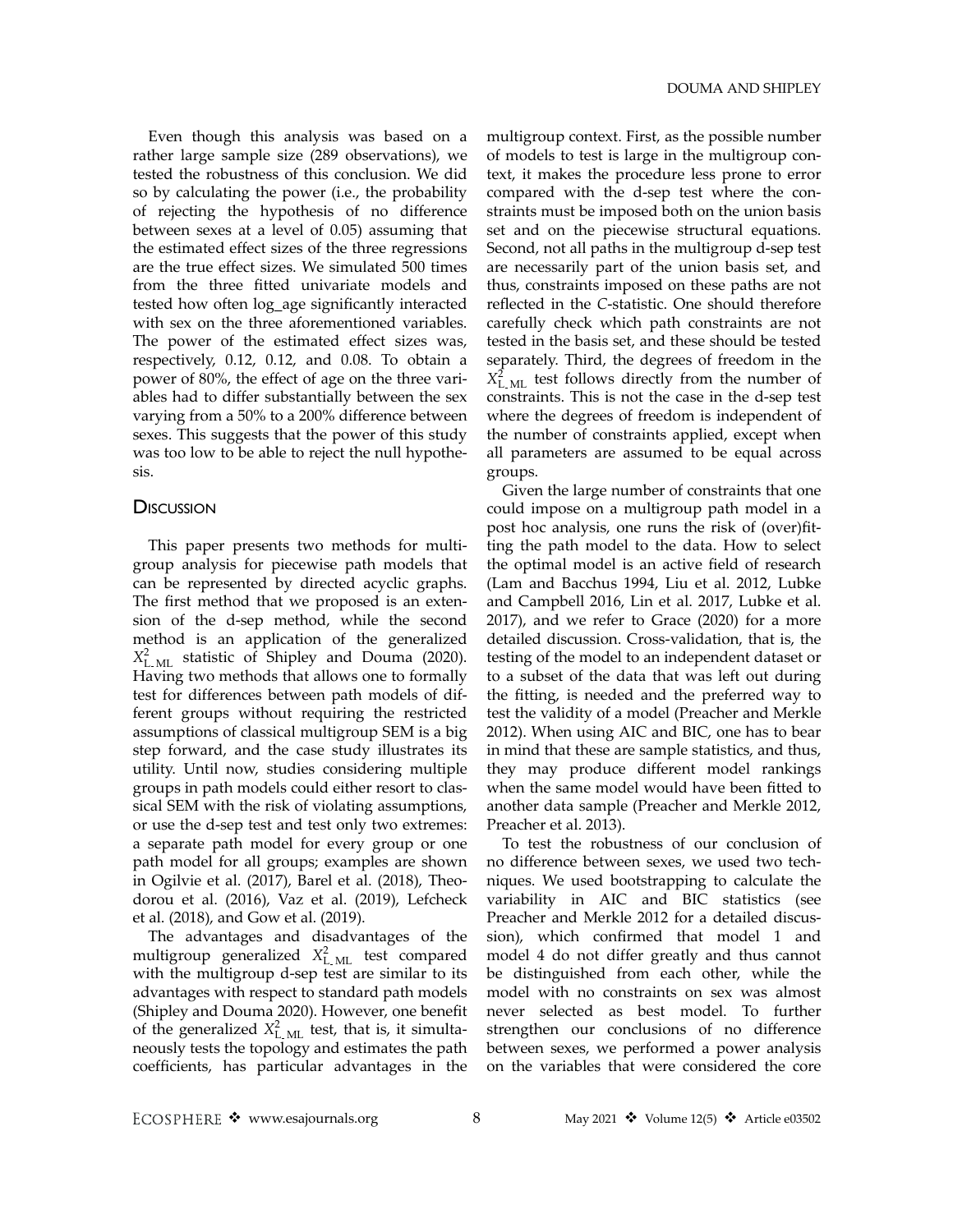Even though this analysis was based on a rather large sample size (289 observations), we tested the robustness of this conclusion. We did so by calculating the power (i.e., the probability of rejecting the hypothesis of no difference between sexes at a level of 0.05) assuming that the estimated effect sizes of the three regressions are the true effect sizes. We simulated 500 times from the three fitted univariate models and tested how often log_age significantly interacted with sex on the three aforementioned variables. The power of the estimated effect sizes was, respectively, 0.12, 0.12, and 0.08. To obtain a power of 80%, the effect of age on the three variables had to differ substantially between the sex varying from a 50% to a 200% difference between sexes. This suggests that the power of this study was too low to be able to reject the null hypothesis.

## Discussion

This paper presents two methods for multigroup analysis for piecewise path models that can be represented by directed acyclic graphs. The first method that we proposed is an extension of the d-sep method, while the second method is an application of the generalized $X^2_{\mathrm{L\_ML}}$ statistic of Shipley and Douma (2020). Having two methods that allows one to formally test for differences between path models of different groups without requiring the restricted assumptions of classical multigroup SEM is a big step forward, and the case study illustrates its utility. Until now, studies considering multiple groups in path models could either resort to classical SEM with the risk of violating assumptions, or use the d-sep test and test only two extremes: a separate path model for every group or one path model for all groups; examples are shown in Ogilvie et al. (2017), Barel et al. (2018), Theodorou et al. (2016), Vaz et al. (2019), Lefcheck et al. (2018), and Gow et al. (2019).

The advantages and disadvantages of the multigroup generalized $X^2_{\mathrm{L\_ML}}$ test compared with the multigroup d-sep test are similar to its advantages with respect to standard path models (Shipley and Douma 2020). However, one benefit of the generalized $X^2_{\mathrm{L\_ML}}$ test, that is, it simultaneously tests the topology and estimates the path coefficients, has particular advantages in the multigroup context. First, as the possible number of models to test is large in the multigroup context, it makes the procedure less prone to error compared with the d-sep test where the constraints must be imposed both on the union basis set and on the piecewise structural equations. Second, not all paths in the multigroup d-sep test are necessarily part of the union basis set, and thus, constraints imposed on these paths are not reflected in the *C*-statistic. One should therefore carefully check which path constraints are not tested in the basis set, and these should be tested separately. Third, the degrees of freedom in the $X^2_{\mathrm{L\_ML}}$ test follows directly from the number of constraints. This is not the case in the d-sep test where the degrees of freedom is independent of the number of constraints applied, except when all parameters are assumed to be equal across groups.

Given the large number of constraints that one could impose on a multigroup path model in a post hoc analysis, one runs the risk of (over)fitting the path model to the data. How to select the optimal model is an active field of research (Lam and Bacchus 1994, Liu et al. 2012, Lubke and Campbell 2016, Lin et al. 2017, Lubke et al. 2017), and we refer to Grace (2020) for a more detailed discussion. Cross-validation, that is, the testing of the model to an independent dataset or to a subset of the data that was left out during the fitting, is needed and the preferred way to test the validity of a model (Preacher and Merkle 2012). When using AIC and BIC, one has to bear in mind that these are sample statistics, and thus, they may produce different model rankings when the same model would have been fitted to another data sample (Preacher and Merkle 2012, Preacher et al. 2013).

To test the robustness of our conclusion of no difference between sexes, we used two techniques. We used bootstrapping to calculate the variability in AIC and BIC statistics (see Preacher and Merkle 2012 for a detailed discussion), which confirmed that model 1 and model 4 do not differ greatly and thus cannot be distinguished from each other, while the model with no constraints on sex was almost never selected as best model. To further strengthen our conclusions of no difference between sexes, we performed a power analysis on the variables that were considered the core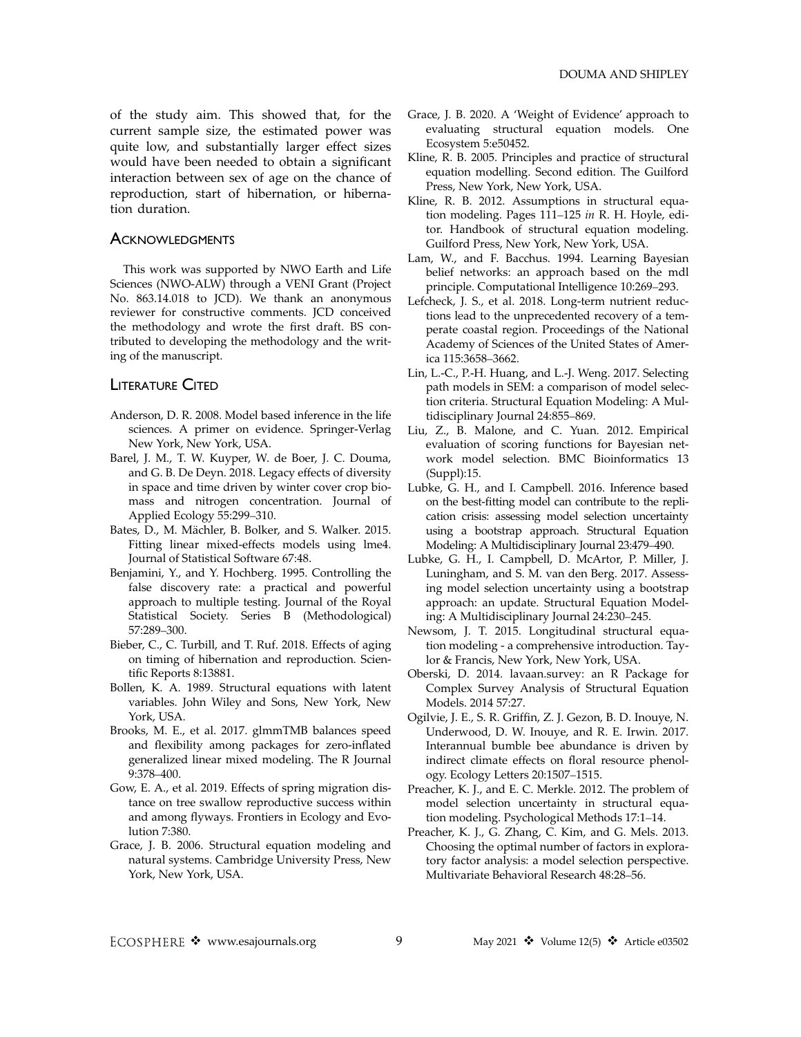of the study aim. This showed that, for the current sample size, the estimated power was quite low, and substantially larger effect sizes would have been needed to obtain a significant interaction between sex of age on the chance of reproduction, start of hibernation, or hibernation duration.

## Acknowledgments

This work was supported by NWO Earth and Life Sciences (NWO-ALW) through a VENI Grant (Project No. 863.14.018 to JCD). We thank an anonymous reviewer for constructive comments. JCD conceived the methodology and wrote the first draft. BS contributed to developing the methodology and the writing of the manuscript.

## Literature Cited

Anderson, D. R. 2008. Model based inference in the life sciences. A primer on evidence. Springer-Verlag New York, New York, USA.

Barel, J. M., T. W. Kuyper, W. de Boer, J. C. Douma, and G. B. De Deyn. 2018. Legacy effects of diversity in space and time driven by winter cover crop biomass and nitrogen concentration. Journal of Applied Ecology 55:299–310.

Bates, D., M. Mächler, B. Bolker, and S. Walker. 2015. Fitting linear mixed-effects models using lme4. Journal of Statistical Software 67:48.

Benjamini, Y., and Y. Hochberg. 1995. Controlling the false discovery rate: a practical and powerful approach to multiple testing. Journal of the Royal Statistical Society. Series B (Methodological) 57:289–300.

Bieber, C., C. Turbill, and T. Ruf. 2018. Effects of aging on timing of hibernation and reproduction. Scientific Reports 8:13881.

Bollen, K. A. 1989. Structural equations with latent variables. John Wiley and Sons, New York, New York, USA.

Brooks, M. E., et al. 2017. glmmTMB balances speed and flexibility among packages for zero-inflated generalized linear mixed modeling. The R Journal 9:378–400.

Gow, E. A., et al. 2019. Effects of spring migration distance on tree swallow reproductive success within and among flyways. Frontiers in Ecology and Evolution 7:380.

Grace, J. B. 2006. Structural equation modeling and natural systems. Cambridge University Press, New York, New York, USA.

Grace, J. B. 2020. A 'Weight of Evidence' approach to evaluating structural equation models. One Ecosystem 5:e50452.

Kline, R. B. 2005. Principles and practice of structural equation modelling. Second edition. The Guilford Press, New York, New York, USA.

Kline, R. B. 2012. Assumptions in structural equation modeling. Pages 111–125 *in* R. H. Hoyle, editor. Handbook of structural equation modeling. Guilford Press, New York, New York, USA.

Lam, W., and F. Bacchus. 1994. Learning Bayesian belief networks: an approach based on the mdl principle. Computational Intelligence 10:269–293.

Lefcheck, J. S., et al. 2018. Long-term nutrient reductions lead to the unprecedented recovery of a temperate coastal region. Proceedings of the National Academy of Sciences of the United States of America 115:3658–3662.

Lin, L.-C., P.-H. Huang, and L.-J. Weng. 2017. Selecting path models in SEM: a comparison of model selection criteria. Structural Equation Modeling: A Multidisciplinary Journal 24:855–869.

Liu, Z., B. Malone, and C. Yuan. 2012. Empirical evaluation of scoring functions for Bayesian network model selection. BMC Bioinformatics 13 (Suppl):15.

Lubke, G. H., and I. Campbell. 2016. Inference based on the best-fitting model can contribute to the replication crisis: assessing model selection uncertainty using a bootstrap approach. Structural Equation Modeling: A Multidisciplinary Journal 23:479–490.

Lubke, G. H., I. Campbell, D. McArtor, P. Miller, J. Luningham, and S. M. van den Berg. 2017. Assessing model selection uncertainty using a bootstrap approach: an update. Structural Equation Modeling: A Multidisciplinary Journal 24:230–245.

Newsom, J. T. 2015. Longitudinal structural equation modeling - a comprehensive introduction. Taylor & Francis, New York, New York, USA.

Oberski, D. 2014. lavaan.survey: an R Package for Complex Survey Analysis of Structural Equation Models. 2014 57:27.

Ogilvie, J. E., S. R. Griffin, Z. J. Gezon, B. D. Inouye, N. Underwood, D. W. Inouye, and R. E. Irwin. 2017. Interannual bumble bee abundance is driven by indirect climate effects on floral resource phenology. Ecology Letters 20:1507–1515.

Preacher, K. J., and E. C. Merkle. 2012. The problem of model selection uncertainty in structural equation modeling. Psychological Methods 17:1–14.

Preacher, K. J., G. Zhang, C. Kim, and G. Mels. 2013. Choosing the optimal number of factors in exploratory factor analysis: a model selection perspective. Multivariate Behavioral Research 48:28–56.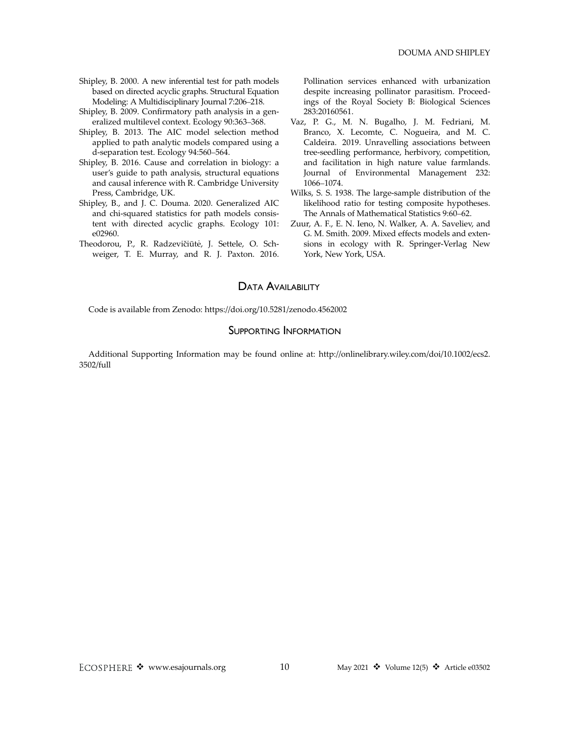Shipley, B. 2000. A new inferential test for path models based on directed acyclic graphs. Structural Equation Modeling: A Multidisciplinary Journal 7:206–218.

Shipley, B. 2009. Confirmatory path analysis in a generalized multilevel context. Ecology 90:363–368.

Shipley, B. 2013. The AIC model selection method applied to path analytic models compared using a d-separation test. Ecology 94:560–564.

Shipley, B. 2016. Cause and correlation in biology: a user's guide to path analysis, structural equations and causal inference with R. Cambridge University Press, Cambridge, UK.

Shipley, B., and J. C. Douma. 2020. Generalized AIC and chi-squared statistics for path models consistent with directed acyclic graphs. Ecology 101: e02960.

Theodorou, P., R. Radzevičiūtė, J. Settele, O. Schweiger, T. E. Murray, and R. J. Paxton. 2016. Pollination services enhanced with urbanization despite increasing pollinator parasitism. Proceedings of the Royal Society B: Biological Sciences 283:20160561.

Vaz, P. G., M. N. Bugalho, J. M. Fedriani, M. Branco, X. Lecomte, C. Nogueira, and M. C. Caldeira. 2019. Unravelling associations between tree-seedling performance, herbivory, competition, and facilitation in high nature value farmlands. Journal of Environmental Management 232: 1066–1074.

Wilks, S. S. 1938. The large-sample distribution of the likelihood ratio for testing composite hypotheses. The Annals of Mathematical Statistics 9:60–62.

Zuur, A. F., E. N. Ieno, N. Walker, A. A. Saveliev, and G. M. Smith. 2009. Mixed effects models and extensions in ecology with R. Springer-Verlag New York, New York, USA.

## Data Availability

Code is available from Zenodo: https://doi.org/10.5281/zenodo.4562002

## Supporting Information

Additional Supporting Information may be found online at: http://onlinelibrary.wiley.com/doi/10.1002/ecs2.3502/full